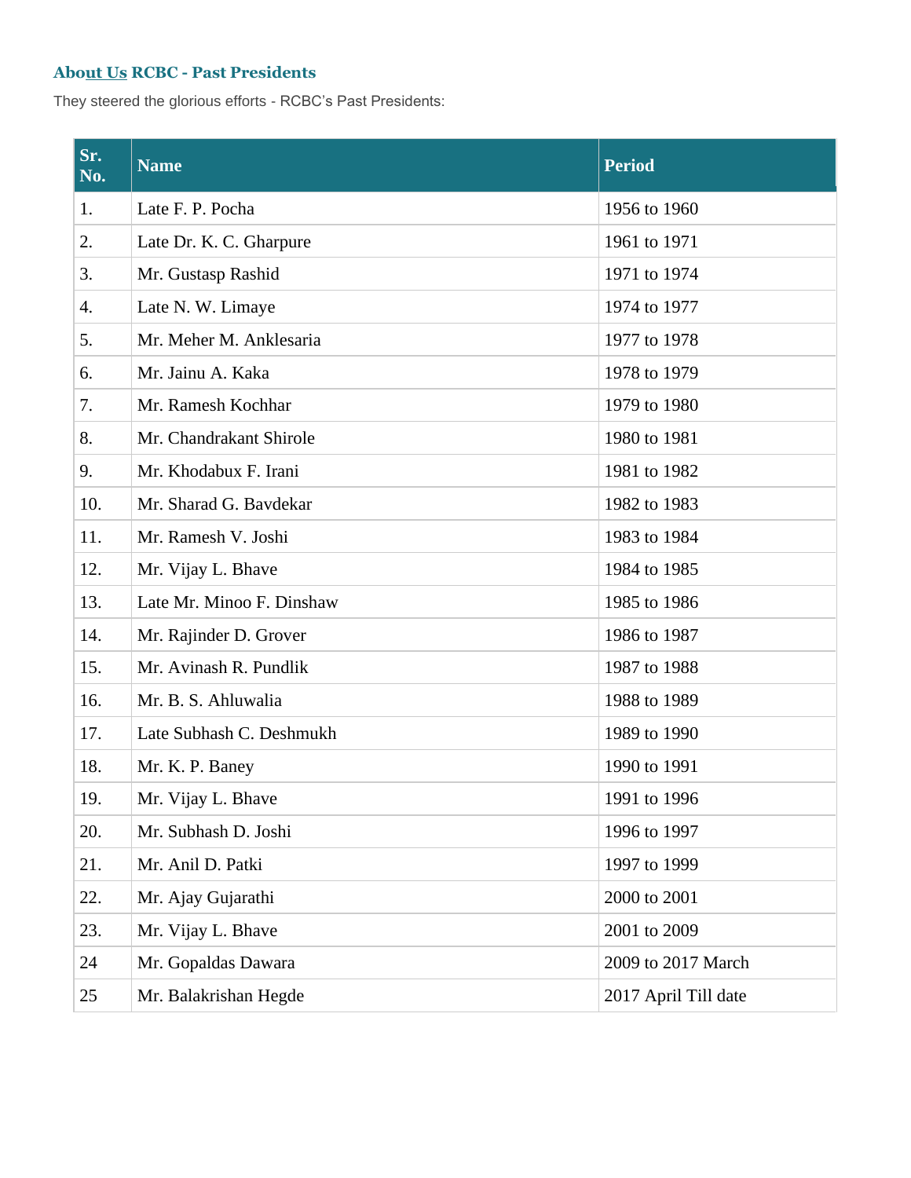## About Us RCBC - Past Presidents

They steered the glorious efforts - RCBC's Past Presidents:

| Sr. No. | Name | Period |
|---|---|---|
| 1. | Late F. P. Pocha | 1956 to 1960 |
| 2. | Late Dr. K. C. Gharpure | 1961 to 1971 |
| 3. | Mr. Gustasp Rashid | 1971 to 1974 |
| 4. | Late N. W. Limaye | 1974 to 1977 |
| 5. | Mr. Meher M. Anklesaria | 1977 to 1978 |
| 6. | Mr. Jainu A. Kaka | 1978 to 1979 |
| 7. | Mr. Ramesh Kochhar | 1979 to 1980 |
| 8. | Mr. Chandrakant Shirole | 1980 to 1981 |
| 9. | Mr. Khodabux F. Irani | 1981 to 1982 |
| 10. | Mr. Sharad G. Bavdekar | 1982 to 1983 |
| 11. | Mr. Ramesh V. Joshi | 1983 to 1984 |
| 12. | Mr. Vijay L. Bhave | 1984 to 1985 |
| 13. | Late Mr. Minoo F. Dinshaw | 1985 to 1986 |
| 14. | Mr. Rajinder D. Grover | 1986 to 1987 |
| 15. | Mr. Avinash R. Pundlik | 1987 to 1988 |
| 16. | Mr. B. S. Ahluwalia | 1988 to 1989 |
| 17. | Late Subhash C. Deshmukh | 1989 to 1990 |
| 18. | Mr. K. P. Baney | 1990 to 1991 |
| 19. | Mr. Vijay L. Bhave | 1991 to 1996 |
| 20. | Mr. Subhash D. Joshi | 1996 to 1997 |
| 21. | Mr. Anil D. Patki | 1997 to 1999 |
| 22. | Mr. Ajay Gujarathi | 2000 to 2001 |
| 23. | Mr. Vijay L. Bhave | 2001 to 2009 |
| 24 | Mr. Gopaldas Dawara | 2009 to 2017 March |
| 25 | Mr. Balakrishan Hegde | 2017 April Till date |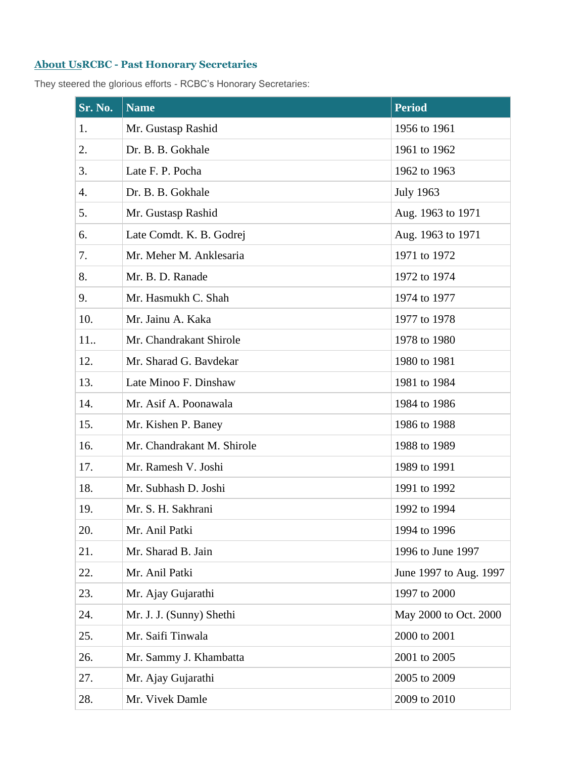## About UsRCBC - Past Honorary Secretaries

They steered the glorious efforts - RCBC's Honorary Secretaries:

| Sr. No. | Name | Period |
|---|---|---|
| 1. | Mr. Gustasp Rashid | 1956 to 1961 |
| 2. | Dr. B. B. Gokhale | 1961 to 1962 |
| 3. | Late F. P. Pocha | 1962 to 1963 |
| 4. | Dr. B. B. Gokhale | July 1963 |
| 5. | Mr. Gustasp Rashid | Aug. 1963 to 1971 |
| 6. | Late Comdt. K. B. Godrej | Aug. 1963 to 1971 |
| 7. | Mr. Meher M. Anklesaria | 1971 to 1972 |
| 8. | Mr. B. D. Ranade | 1972 to 1974 |
| 9. | Mr. Hasmukh C. Shah | 1974 to 1977 |
| 10. | Mr. Jainu A. Kaka | 1977 to 1978 |
| 11.. | Mr. Chandrakant Shirole | 1978 to 1980 |
| 12. | Mr. Sharad G. Bavdekar | 1980 to 1981 |
| 13. | Late Minoo F. Dinshaw | 1981 to 1984 |
| 14. | Mr. Asif A. Poonawala | 1984 to 1986 |
| 15. | Mr. Kishen P. Baney | 1986 to 1988 |
| 16. | Mr. Chandrakant M. Shirole | 1988 to 1989 |
| 17. | Mr. Ramesh V. Joshi | 1989 to 1991 |
| 18. | Mr. Subhash D. Joshi | 1991 to 1992 |
| 19. | Mr. S. H. Sakhrani | 1992 to 1994 |
| 20. | Mr. Anil Patki | 1994 to 1996 |
| 21. | Mr. Sharad B. Jain | 1996 to June 1997 |
| 22. | Mr. Anil Patki | June 1997 to Aug. 1997 |
| 23. | Mr. Ajay Gujarathi | 1997 to 2000 |
| 24. | Mr. J. J. (Sunny) Shethi | May 2000 to Oct. 2000 |
| 25. | Mr. Saifi Tinwala | 2000 to 2001 |
| 26. | Mr. Sammy J. Khambatta | 2001 to 2005 |
| 27. | Mr. Ajay Gujarathi | 2005 to 2009 |
| 28. | Mr. Vivek Damle | 2009 to 2010 |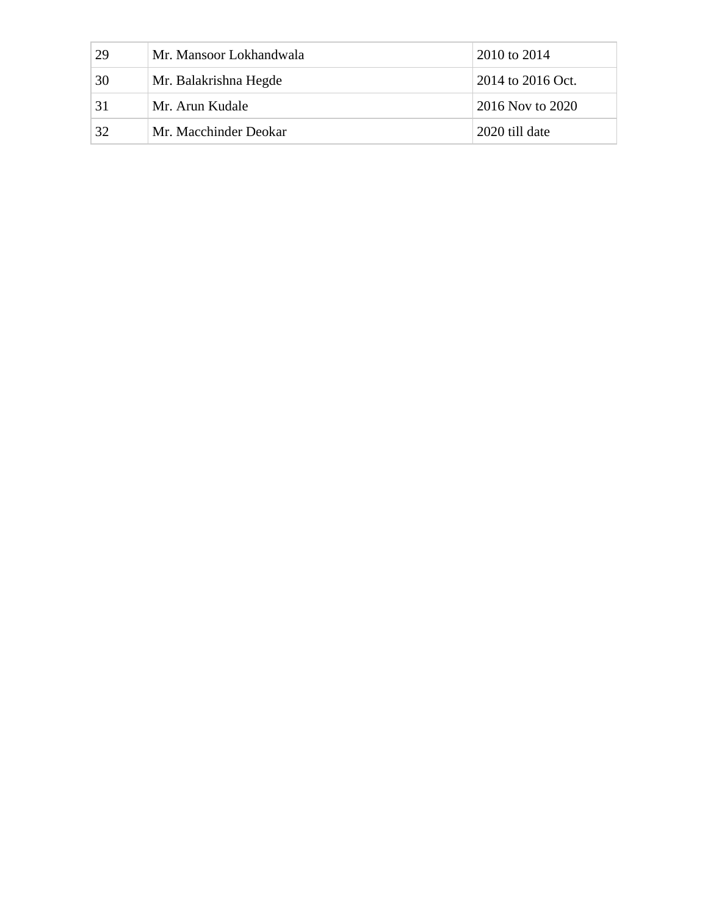| | | |
|---|---|---|
| 29 | Mr. Mansoor Lokhandwala | 2010 to 2014 |
| 30 | Mr. Balakrishna Hegde | 2014 to 2016 Oct. |
| 31 | Mr. Arun Kudale | 2016 Nov to 2020 |
| 32 | Mr. Macchinder Deokar | 2020 till date |